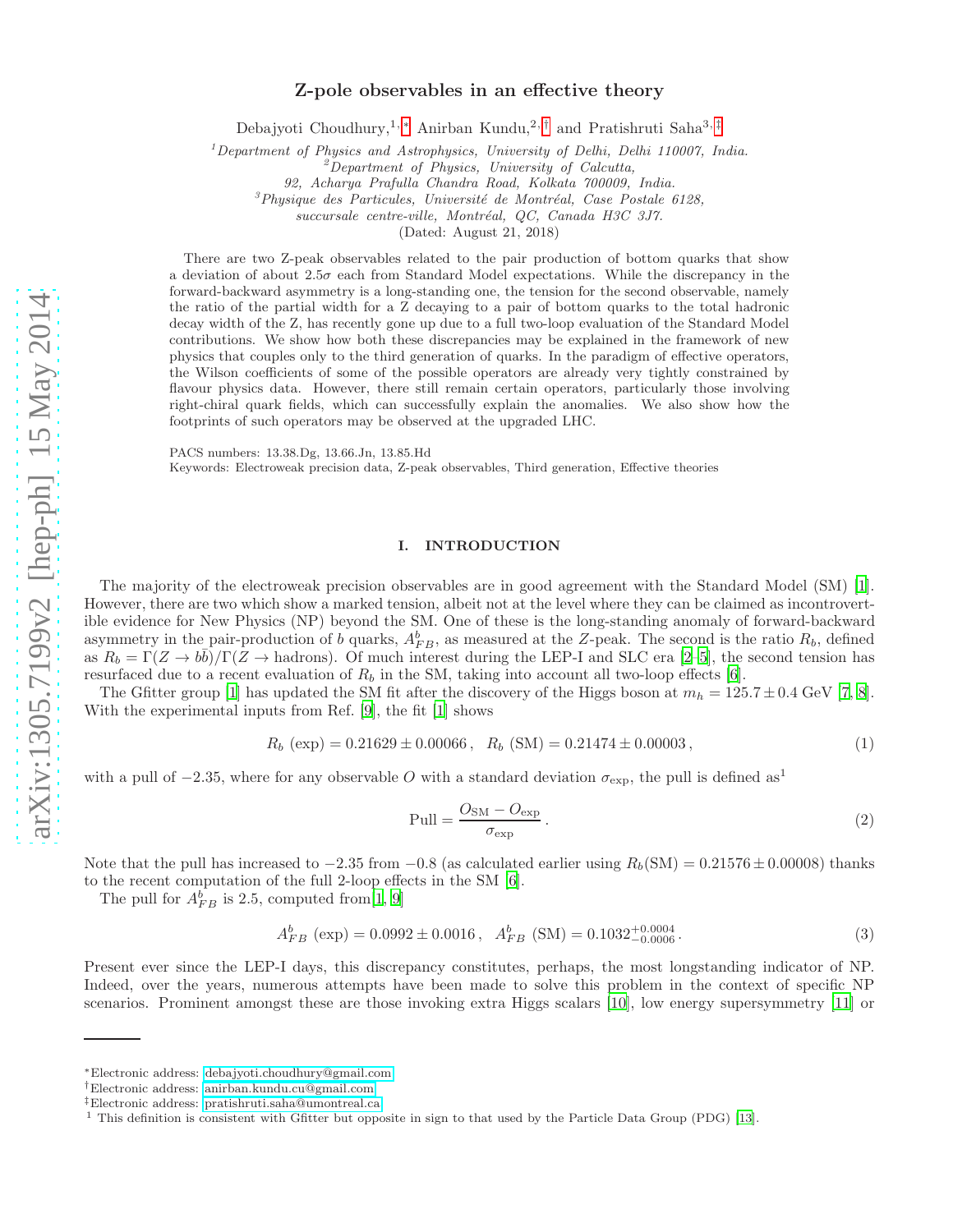# Z-pole observables in an effective theory

Debajyoti Choudhury,[1,*] Anirban Kundu,[2,†] and Pratishruti Saha[3,‡]

[1]Department of Physics and Astrophysics, University of Delhi, Delhi 110007, India.
[2]Department of Physics, University of Calcutta, 92, Acharya Prafulla Chandra Road, Kolkata 700009, India.
[3]Physique des Particules, Université de Montréal, Case Postale 6128, succursale centre-ville, Montréal, QC, Canada H3C 3J7.

(Dated: August 21, 2018)

There are two Z-peak observables related to the pair production of bottom quarks that show a deviation of about $2.5\sigma$ each from Standard Model expectations. While the discrepancy in the forward-backward asymmetry is a long-standing one, the tension for the second observable, namely the ratio of the partial width for a Z decaying to a pair of bottom quarks to the total hadronic decay width of the Z, has recently gone up due to a full two-loop evaluation of the Standard Model contributions. We show how both these discrepancies may be explained in the framework of new physics that couples only to the third generation of quarks. In the paradigm of effective operators, the Wilson coefficients of some of the possible operators are already very tightly constrained by flavour physics data. However, there still remain certain operators, particularly those involving right-chiral quark fields, which can successfully explain the anomalies. We also show how the footprints of such operators may be observed at the upgraded LHC.

PACS numbers: 13.38.Dg, 13.66.Jn, 13.85.Hd
Keywords: Electroweak precision data, Z-peak observables, Third generation, Effective theories

## I. INTRODUCTION

The majority of the electroweak precision observables are in good agreement with the Standard Model (SM) [1]. However, there are two which show a marked tension, albeit not at the level where they can be claimed as incontrovertible evidence for New Physics (NP) beyond the SM. One of these is the long-standing anomaly of forward-backward asymmetry in the pair-production of $b$ quarks, $A^b_{FB}$, as measured at the $Z$-peak. The second is the ratio $R_b$, defined as $R_b = \Gamma(Z \to b\bar{b})/\Gamma(Z \to \text{hadrons})$. Of much interest during the LEP-I and SLC era [2–5], the second tension has resurfaced due to a recent evaluation of $R_b$ in the SM, taking into account all two-loop effects [6].

The Gfitter group [1] has updated the SM fit after the discovery of the Higgs boson at $m_h = 125.7 \pm 0.4$ GeV [7, 8]. With the experimental inputs from Ref. [9], the fit [1] shows

$$R_b \text{ (exp)} = 0.21629 \pm 0.00066\,, \quad R_b \text{ (SM)} = 0.21474 \pm 0.00003\,, \tag{1}$$

with a pull of $-2.35$, where for any observable $O$ with a standard deviation $\sigma_{\rm exp}$, the pull is defined as[1]

$$\text{Pull} = \frac{O_{\rm SM} - O_{\rm exp}}{\sigma_{\rm exp}}\,. \tag{2}$$

Note that the pull has increased to $-2.35$ from $-0.8$ (as calculated earlier using $R_b(\text{SM}) = 0.21576 \pm 0.00008$) thanks to the recent computation of the full 2-loop effects in the SM [6].

The pull for $A^b_{FB}$ is 2.5, computed from[1, 9]

$$A^b_{FB} \text{ (exp)} = 0.0992 \pm 0.0016\,, \quad A^b_{FB} \text{ (SM)} = 0.1032^{+0.0004}_{-0.0006}\,. \tag{3}$$

Present ever since the LEP-I days, this discrepancy constitutes, perhaps, the most longstanding indicator of NP. Indeed, over the years, numerous attempts have been made to solve this problem in the context of specific NP scenarios. Prominent amongst these are those invoking extra Higgs scalars [10], low energy supersymmetry [11] or

---

*Electronic address: debajyoti.choudhury@gmail.com
†Electronic address: anirban.kundu.cu@gmail.com
‡Electronic address: pratishruti.saha@umontreal.ca
[1] This definition is consistent with Gfitter but opposite in sign to that used by the Particle Data Group (PDG) [13].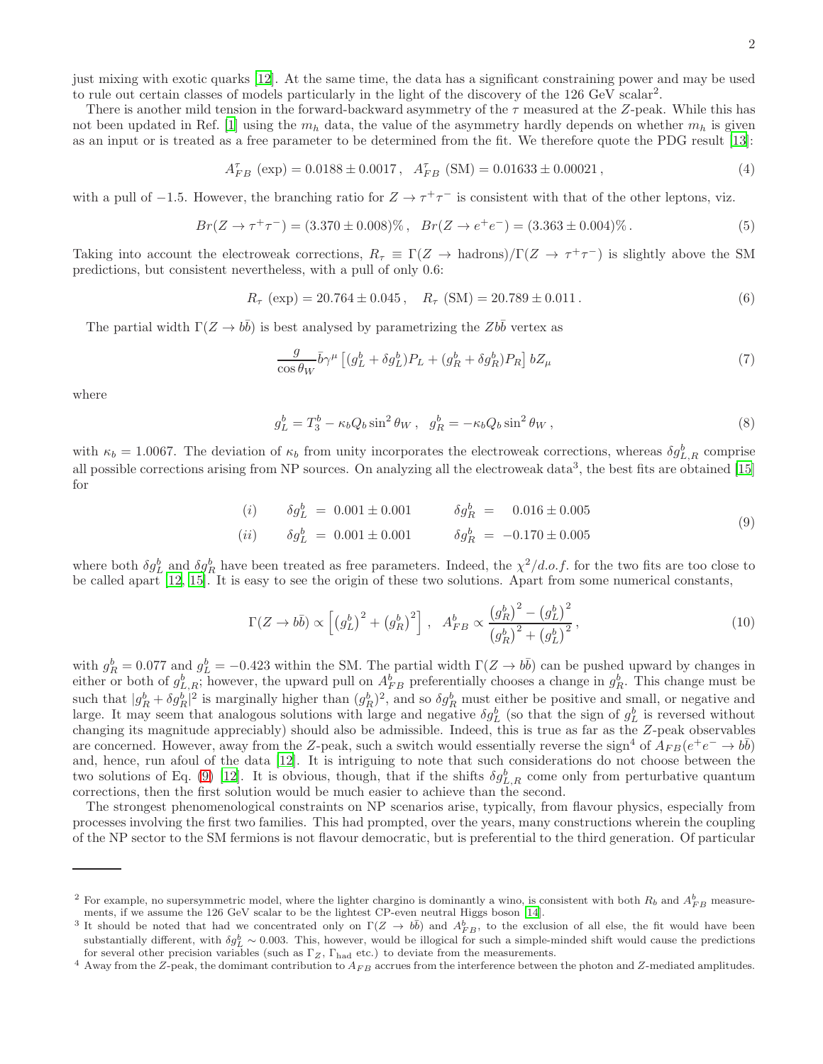just mixing with exotic quarks [12]. At the same time, the data has a significant constraining power and may be used to rule out certain classes of models particularly in the light of the discovery of the 126 GeV scalar[2].

There is another mild tension in the forward-backward asymmetry of the $\tau$ measured at the $Z$-peak. While this has not been updated in Ref. [1] using the $m_h$ data, the value of the asymmetry hardly depends on whether $m_h$ is given as an input or is treated as a free parameter to be determined from the fit. We therefore quote the PDG result [13]:

$$A_{FB}^{\tau}\ (\text{exp}) = 0.0188 \pm 0.0017\,, \quad A_{FB}^{\tau}\ (\text{SM}) = 0.01633 \pm 0.00021\,, \tag{4}$$

with a pull of $-1.5$. However, the branching ratio for $Z \to \tau^+\tau^-$ is consistent with that of the other leptons, viz.

$$Br(Z \to \tau^+\tau^-) = (3.370 \pm 0.008)\%\,, \quad Br(Z \to e^+e^-) = (3.363 \pm 0.004)\%\,. \tag{5}$$

Taking into account the electroweak corrections, $R_\tau \equiv \Gamma(Z \to \text{hadrons})/\Gamma(Z \to \tau^+\tau^-)$ is slightly above the SM predictions, but consistent nevertheless, with a pull of only 0.6:

$$R_\tau\ (\text{exp}) = 20.764 \pm 0.045\,, \quad R_\tau\ (\text{SM}) = 20.789 \pm 0.011\,. \tag{6}$$

The partial width $\Gamma(Z \to b\bar{b})$ is best analysed by parametrizing the $Zb\bar{b}$ vertex as

$$\frac{g}{\cos\theta_W}\bar{b}\gamma^\mu\left[(g_L^b + \delta g_L^b)P_L + (g_R^b + \delta g_R^b)P_R\right] b Z_\mu \tag{7}$$

where

$$g_L^b = T_3^b - \kappa_b Q_b \sin^2\theta_W\,, \quad g_R^b = -\kappa_b Q_b \sin^2\theta_W\,, \tag{8}$$

with $\kappa_b = 1.0067$. The deviation of $\kappa_b$ from unity incorporates the electroweak corrections, whereas $\delta g_{L,R}^b$ comprise all possible corrections arising from NP sources. On analyzing all the electroweak data[3], the best fits are obtained [15] for

$$\begin{array}{lllll} (i) & \delta g_L^b & = 0.001 \pm 0.001 & \delta g_R^b & = \phantom{-}0.016 \pm 0.005 \\ (ii) & \delta g_L^b & = 0.001 \pm 0.001 & \delta g_R^b & = -0.170 \pm 0.005 \end{array} \tag{9}$$

where both $\delta g_L^b$ and $\delta g_R^b$ have been treated as free parameters. Indeed, the $\chi^2/d.o.f.$ for the two fits are too close to be called apart [12, 15]. It is easy to see the origin of these two solutions. Apart from some numerical constants,

$$\Gamma(Z \to b\bar{b}) \propto \left[\left(g_L^b\right)^2 + \left(g_R^b\right)^2\right]\,, \quad A_{FB}^b \propto \frac{\left(g_R^b\right)^2 - \left(g_L^b\right)^2}{\left(g_R^b\right)^2 + \left(g_L^b\right)^2}\,, \tag{10}$$

with $g_R^b = 0.077$ and $g_L^b = -0.423$ within the SM. The partial width $\Gamma(Z \to b\bar{b})$ can be pushed upward by changes in either or both of $g_{L,R}^b$; however, the upward pull on $A_{FB}^b$ preferentially chooses a change in $g_R^b$. This change must be such that $|g_R^b + \delta g_R^b|^2$ is marginally higher than $(g_R^b)^2$, and so $\delta g_R^b$ must either be positive and small, or negative and large. It may seem that analogous solutions with large and negative $\delta g_L^b$ (so that the sign of $g_L^b$ is reversed without changing its magnitude appreciably) should also be admissible. Indeed, this is true as far as the $Z$-peak observables are concerned. However, away from the $Z$-peak, such a switch would essentially reverse the sign[4] of $A_{FB}(e^+e^- \to b\bar{b})$ and, hence, run afoul of the data [12]. It is intriguing to note that such considerations do not choose between the two solutions of Eq. (9) [12]. It is obvious, though, that if the shifts $\delta g_{L,R}^b$ come only from perturbative quantum corrections, then the first solution would be much easier to achieve than the second.

The strongest phenomenological constraints on NP scenarios arise, typically, from flavour physics, especially from processes involving the first two families. This had prompted, over the years, many constructions wherein the coupling of the NP sector to the SM fermions is not flavour democratic, but is preferential to the third generation. Of particular

---

[2] For example, no supersymmetric model, where the lighter chargino is dominantly a wino, is consistent with both $R_b$ and $A_{FB}^b$ measurements, if we assume the 126 GeV scalar to be the lightest CP-even neutral Higgs boson [14].

[3] It should be noted that had we concentrated only on $\Gamma(Z \to b\bar{b})$ and $A_{FB}^b$, to the exclusion of all else, the fit would have been substantially different, with $\delta g_L^b \sim 0.003$. This, however, would be illogical for such a simple-minded shift would cause the predictions for several other precision variables (such as $\Gamma_Z$, $\Gamma_{\text{had}}$ etc.) to deviate from the measurements.

[4] Away from the $Z$-peak, the domimant contribution to $A_{FB}$ accrues from the interference between the photon and $Z$-mediated amplitudes.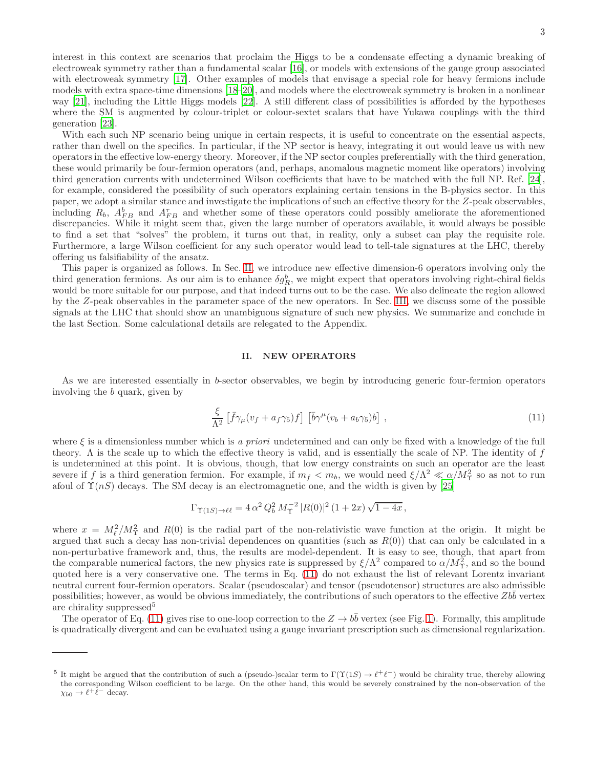interest in this context are scenarios that proclaim the Higgs to be a condensate effecting a dynamic breaking of electroweak symmetry rather than a fundamental scalar [16], or models with extensions of the gauge group associated with electroweak symmetry [17]. Other examples of models that envisage a special role for heavy fermions include models with extra space-time dimensions [18–20], and models where the electroweak symmetry is broken in a nonlinear way [21], including the Little Higgs models [22]. A still different class of possibilities is afforded by the hypotheses where the SM is augmented by colour-triplet or colour-sextet scalars that have Yukawa couplings with the third generation [23].

With each such NP scenario being unique in certain respects, it is useful to concentrate on the essential aspects, rather than dwell on the specifics. In particular, if the NP sector is heavy, integrating it out would leave us with new operators in the effective low-energy theory. Moreover, if the NP sector couples preferentially with the third generation, these would primarily be four-fermion operators (and, perhaps, anomalous magnetic moment like operators) involving third generation currents with undetermined Wilson coefficients that have to be matched with the full NP. Ref. [24], for example, considered the possibility of such operators explaining certain tensions in the B-physics sector. In this paper, we adopt a similar stance and investigate the implications of such an effective theory for the $Z$-peak observables, including $R_b$, $A^b_{FB}$ and $A^\tau_{FB}$ and whether some of these operators could possibly ameliorate the aforementioned discrepancies. While it might seem that, given the large number of operators available, it would always be possible to find a set that "solves" the problem, it turns out that, in reality, only a subset can play the requisite role. Furthermore, a large Wilson coefficient for any such operator would lead to tell-tale signatures at the LHC, thereby offering us falsifiability of the ansatz.

This paper is organized as follows. In Sec. II, we introduce new effective dimension-6 operators involving only the third generation fermions. As our aim is to enhance $\delta g^b_R$, we might expect that operators involving right-chiral fields would be more suitable for our purpose, and that indeed turns out to be the case. We also delineate the region allowed by the $Z$-peak observables in the parameter space of the new operators. In Sec. III, we discuss some of the possible signals at the LHC that should show an unambiguous signature of such new physics. We summarize and conclude in the last Section. Some calculational details are relegated to the Appendix.

## II. NEW OPERATORS

As we are interested essentially in $b$-sector observables, we begin by introducing generic four-fermion operators involving the $b$ quark, given by

$$\frac{\xi}{\Lambda^2}\left[\bar{f}\gamma_\mu(v_f + a_f\gamma_5)f\right]\,\left[\bar{b}\gamma^\mu(v_b + a_b\gamma_5)b\right]\,, \tag{11}$$

where $\xi$ is a dimensionless number which is *a priori* undetermined and can only be fixed with a knowledge of the full theory. $\Lambda$ is the scale up to which the effective theory is valid, and is essentially the scale of NP. The identity of $f$ is undetermined at this point. It is obvious, though, that low energy constraints on such an operator are the least severe if $f$ is a third generation fermion. For example, if $m_f < m_b$, we would need $\xi/\Lambda^2 \ll \alpha/M^2_\Upsilon$ so as not to run afoul of $\Upsilon(nS)$ decays. The SM decay is an electromagnetic one, and the width is given by [25]

$$\Gamma_{\Upsilon(1S)\to\ell\ell} = 4\,\alpha^2\,Q_b^2\,M_\Upsilon^{-2}\,|R(0)|^2\,(1+2x)\,\sqrt{1-4x}\,,$$

where $x = M^2_\ell/M^2_\Upsilon$ and $R(0)$ is the radial part of the non-relativistic wave function at the origin. It might be argued that such a decay has non-trivial dependences on quantities (such as $R(0)$) that can only be calculated in a non-perturbative framework and, thus, the results are model-dependent. It is easy to see, though, that apart from the comparable numerical factors, the new physics rate is suppressed by $\xi/\Lambda^2$ compared to $\alpha/M^2_\Upsilon$, and so the bound quoted here is a very conservative one. The terms in Eq. (11) do not exhaust the list of relevant Lorentz invariant neutral current four-fermion operators. Scalar (pseudoscalar) and tensor (pseudotensor) structures are also admissible possibilities; however, as would be obvious immediately, the contributions of such operators to the effective $Zb\bar{b}$ vertex are chirality suppressed[5]

The operator of Eq. (11) gives rise to one-loop correction to the $Z \to b\bar{b}$ vertex (see Fig. 1). Formally, this amplitude is quadratically divergent and can be evaluated using a gauge invariant prescription such as dimensional regularization.

---

[5] It might be argued that the contribution of such a (pseudo-)scalar term to $\Gamma(\Upsilon(1S) \to \ell^+\ell^-)$ would be chirality true, thereby allowing the corresponding Wilson coefficient to be large. On the other hand, this would be severely constrained by the non-observation of the $\chi_{b0} \to \ell^+\ell^-$ decay.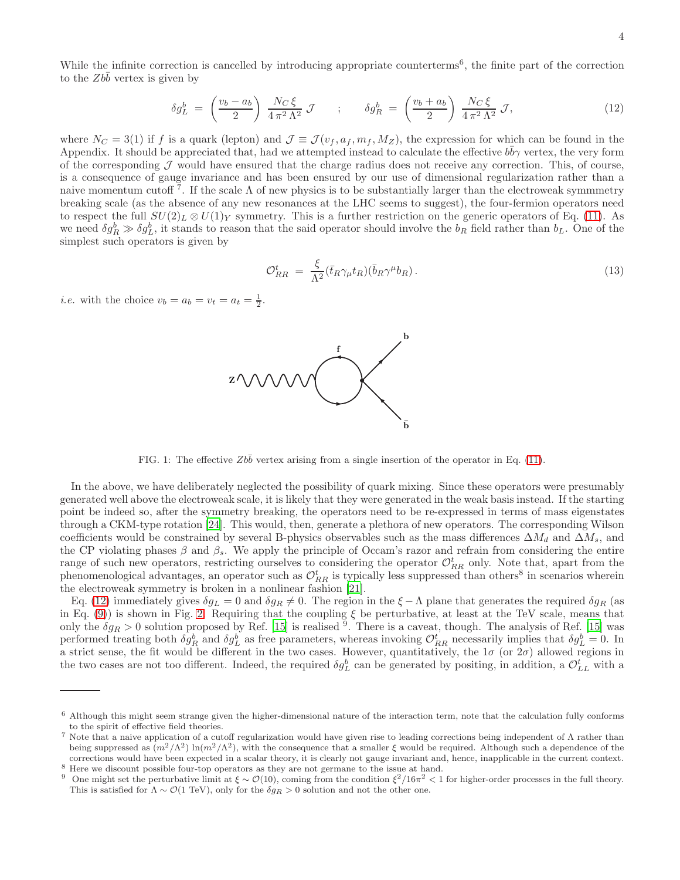While the infinite correction is cancelled by introducing appropriate counterterms[6], the finite part of the correction to the $Zb\bar{b}$ vertex is given by

$$\delta g_L^b \;=\; \left(\frac{v_b - a_b}{2}\right)\,\frac{N_C\,\xi}{4\,\pi^2\,\Lambda^2}\,\mathcal{J} \qquad ; \qquad \delta g_R^b \;=\; \left(\frac{v_b + a_b}{2}\right)\,\frac{N_C\,\xi}{4\,\pi^2\,\Lambda^2}\,\mathcal{J}, \tag{12}$$

where $N_C = 3(1)$ if $f$ is a quark (lepton) and $\mathcal{J} \equiv \mathcal{J}(v_f, a_f, m_f, M_Z)$, the expression for which can be found in the Appendix. It should be appreciated that, had we attempted instead to calculate the effective $b\bar{b}\gamma$ vertex, the very form of the corresponding $\mathcal{J}$ would have ensured that the charge radius does not receive any correction. This, of course, is a consequence of gauge invariance and has been ensured by our use of dimensional regularization rather than a naive momentum cutoff [7]. If the scale $\Lambda$ of new physics is to be substantially larger than the electroweak symmmetry breaking scale (as the absence of any new resonances at the LHC seems to suggest), the four-fermion operators need to respect the full $SU(2)_L \otimes U(1)_Y$ symmetry. This is a further restriction on the generic operators of Eq. (11). As we need $\delta g_R^b \gg \delta g_L^b$, it stands to reason that the said operator should involve the $b_R$ field rather than $b_L$. One of the simplest such operators is given by

$$\mathcal{O}_{RR}^t \;=\; \frac{\xi}{\Lambda^2}(\bar{t}_R\gamma_\mu t_R)(\bar{b}_R\gamma^\mu b_R)\,. \tag{13}$$

*i.e.* with the choice $v_b = a_b = v_t = a_t = \frac{1}{2}$.

FIG. 1: The effective $Zb\bar{b}$ vertex arising from a single insertion of the operator in Eq. (11).

In the above, we have deliberately neglected the possibility of quark mixing. Since these operators were presumably generated well above the electroweak scale, it is likely that they were generated in the weak basis instead. If the starting point be indeed so, after the symmetry breaking, the operators need to be re-expressed in terms of mass eigenstates through a CKM-type rotation [24]. This would, then, generate a plethora of new operators. The corresponding Wilson coefficients would be constrained by several B-physics observables such as the mass differences $\Delta M_d$ and $\Delta M_s$, and the CP violating phases $\beta$ and $\beta_s$. We apply the principle of Occam's razor and refrain from considering the entire range of such new operators, restricting ourselves to considering the operator $\mathcal{O}_{RR}^t$ only. Note that, apart from the phenomenological advantages, an operator such as $\mathcal{O}_{RR}^t$ is typically less suppressed than others[8] in scenarios wherein the electroweak symmetry is broken in a nonlinear fashion [21].

Eq. (12) immediately gives $\delta g_L = 0$ and $\delta g_R \neq 0$. The region in the $\xi - \Lambda$ plane that generates the required $\delta g_R$ (as in Eq. (9)) is shown in Fig. 2. Requiring that the coupling $\xi$ be perturbative, at least at the TeV scale, means that only the $\delta g_R > 0$ solution proposed by Ref. [15] is realised [9]. There is a caveat, though. The analysis of Ref. [15] was performed treating both $\delta g_R^b$ and $\delta g_L^b$ as free parameters, whereas invoking $\mathcal{O}_{RR}^t$ necessarily implies that $\delta g_L^b = 0$. In a strict sense, the fit would be different in the two cases. However, quantitatively, the $1\sigma$ (or $2\sigma$) allowed regions in the two cases are not too different. Indeed, the required $\delta g_L^b$ can be generated by positing, in addition, a $\mathcal{O}_{LL}^t$ with a

---

[6] Although this might seem strange given the higher-dimensional nature of the interaction term, note that the calculation fully conforms to the spirit of effective field theories.

[7] Note that a naive application of a cutoff regularization would have given rise to leading corrections being independent of $\Lambda$ rather than being suppressed as $(m^2/\Lambda^2)\,\ln(m^2/\Lambda^2)$, with the consequence that a smaller $\xi$ would be required. Although such a dependence of the corrections would have been expected in a scalar theory, it is clearly not gauge invariant and, hence, inapplicable in the current context.

[8] Here we discount possible four-top operators as they are not germane to the issue at hand.

[9] One might set the perturbative limit at $\xi \sim \mathcal{O}(10)$, coming from the condition $\xi^2/16\pi^2 < 1$ for higher-order processes in the full theory. This is satisfied for $\Lambda \sim \mathcal{O}(1\text{ TeV})$, only for the $\delta g_R > 0$ solution and not the other one.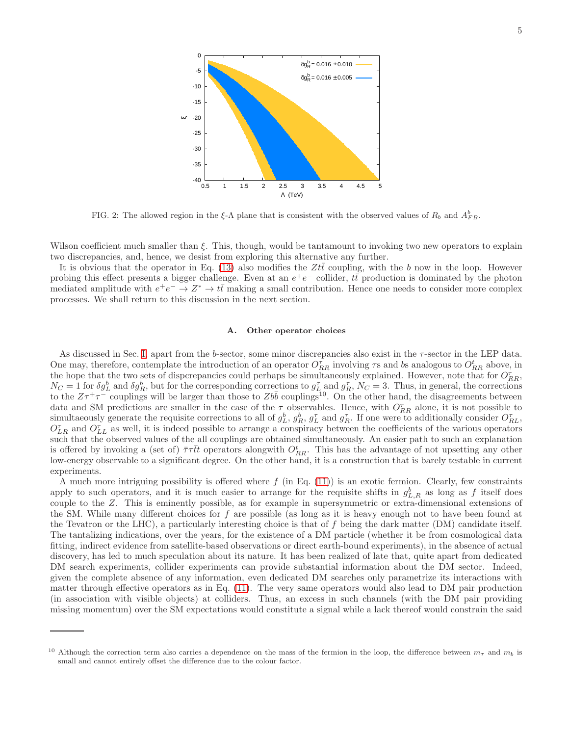FIG. 2: The allowed region in the $\xi$-$\Lambda$ plane that is consistent with the observed values of $R_b$ and $A^b_{FB}$.

Wilson coefficient much smaller than $\xi$. This, though, would be tantamount to invoking two new operators to explain two discrepancies, and, hence, we desist from exploring this alternative any further.

It is obvious that the operator in Eq. (13) also modifies the $Zt\bar{t}$ coupling, with the $b$ now in the loop. However probing this effect presents a bigger challenge. Even at an $e^+e^-$ collider, $t\bar{t}$ production is dominated by the photon mediated amplitude with $e^+e^- \to Z^* \to t\bar{t}$ making a small contribution. Hence one needs to consider more complex processes. We shall return to this discussion in the next section.

### A. Other operator choices

As discussed in Sec. I, apart from the $b$-sector, some minor discrepancies also exist in the $\tau$-sector in the LEP data. One may, therefore, contemplate the introduction of an operator $O^\tau_{RR}$ involving $\tau$s and $b$s analogous to $O^t_{RR}$ above, in the hope that the two sets of dispcrepancies could perhaps be simultaneously explained. However, note that for $O^\tau_{RR}$, $N_C = 1$ for $\delta g^b_L$ and $\delta g^b_R$, but for the corresponding corrections to $g^\tau_L$ and $g^\tau_R$, $N_C = 3$. Thus, in general, the corrections to the $Z\tau^+\tau^-$ couplings will be larger than those to $Zb\bar{b}$ couplings[10]. On the other hand, the disagreements between data and SM predictions are smaller in the case of the $\tau$ observables. Hence, with $O^\tau_{RR}$ alone, it is not possible to simulteaously generate the requisite corrections to all of $g^b_L$, $g^b_R$, $g^\tau_L$ and $g^\tau_R$. If one were to additionally consider $O^\tau_{RL}$, $O^\tau_{LR}$ and $O^\tau_{LL}$ as well, it is indeed possible to arrange a conspiracy between the coefficients of the various operators such that the observed values of the all couplings are obtained simultaneously. An easier path to such an explanation is offered by invoking a (set of) $\bar{\tau}\tau\bar{t}t$ operators alongwith $O^t_{RR}$. This has the advantage of not upsetting any other low-energy observable to a significant degree. On the other hand, it is a construction that is barely testable in current experiments.

A much more intriguing possibility is offered where $f$ (in Eq. (11)) is an exotic fermion. Clearly, few constraints apply to such operators, and it is much easier to arrange for the requisite shifts in $g^b_{L,R}$ as long as $f$ itself does couple to the $Z$. This is eminently possible, as for example in supersymmetric or extra-dimensional extensions of the SM. While many different choices for $f$ are possible (as long as it is heavy enough not to have been found at the Tevatron or the LHC), a particularly interesting choice is that of $f$ being the dark matter (DM) candidate itself. The tantalizing indications, over the years, for the existence of a DM particle (whether it be from cosmological data fitting, indirect evidence from satellite-based observations or direct earth-bound experiments), in the absence of actual discovery, has led to much speculation about its nature. It has been realized of late that, quite apart from dedicated DM search experiments, collider experiments can provide substantial information about the DM sector. Indeed, given the complete absence of any information, even dedicated DM searches only parametrize its interactions with matter through effective operators as in Eq. (11). The very same operators would also lead to DM pair production (in association with visible objects) at colliders. Thus, an excess in such channels (with the DM pair providing missing momentum) over the SM expectations would constitute a signal while a lack thereof would constrain the said

[10] Although the correction term also carries a dependence on the mass of the fermion in the loop, the difference between $m_\tau$ and $m_b$ is small and cannot entirely offset the difference due to the colour factor.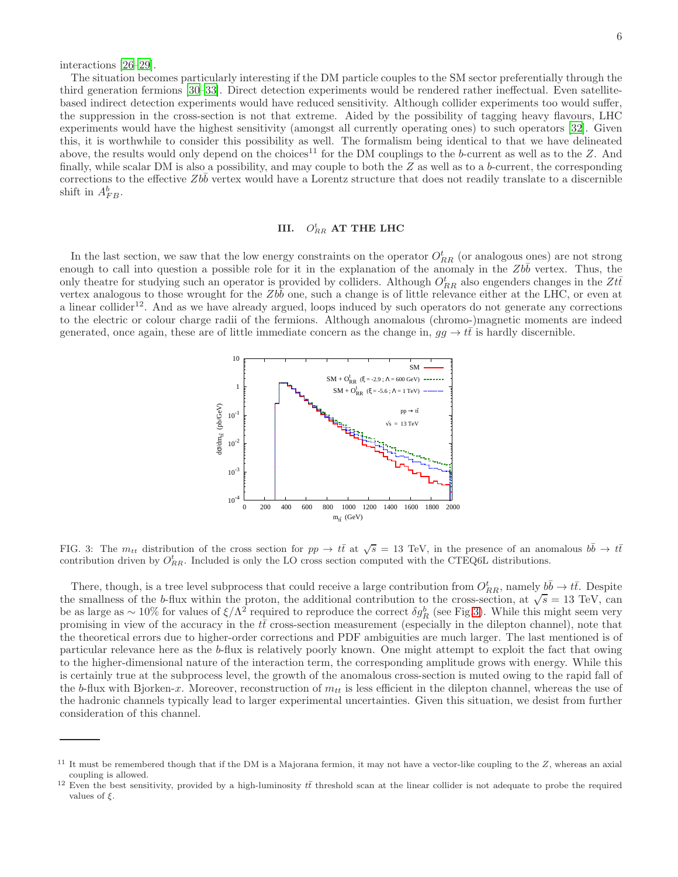interactions [26–29].

The situation becomes particularly interesting if the DM particle couples to the SM sector preferentially through the third generation fermions [30–33]. Direct detection experiments would be rendered rather ineffectual. Even satellite-based indirect detection experiments would have reduced sensitivity. Although collider experiments too would suffer, the suppression in the cross-section is not that extreme. Aided by the possibility of tagging heavy flavours, LHC experiments would have the highest sensitivity (amongst all currently operating ones) to such operators [32]. Given this, it is worthwhile to consider this possibility as well. The formalism being identical to that we have delineated above, the results would only depend on the choices[11] for the DM couplings to the $b$-current as well as to the $Z$. And finally, while scalar DM is also a possibility, and may couple to both the $Z$ as well as to a $b$-current, the corresponding corrections to the effective $Zb\bar{b}$ vertex would have a Lorentz structure that does not readily translate to a discernible shift in $A^b_{FB}$.

## III. $O^t_{RR}$ AT THE LHC

In the last section, we saw that the low energy constraints on the operator $O^t_{RR}$ (or analogous ones) are not strong enough to call into question a possible role for it in the explanation of the anomaly in the $Zb\bar{b}$ vertex. Thus, the only theatre for studying such an operator is provided by colliders. Although $O^t_{RR}$ also engenders changes in the $Zt\bar{t}$ vertex analogous to those wrought for the $Zb\bar{b}$ one, such a change is of little relevance either at the LHC, or even at a linear collider[12]. And as we have already argued, loops induced by such operators do not generate any corrections to the electric or colour charge radii of the fermions. Although anomalous (chromo-)magnetic moments are indeed generated, once again, these are of little immediate concern as the change in, $gg \to t\bar{t}$ is hardly discernible.

FIG. 3: The $m_{tt}$ distribution of the cross section for $pp \to t\bar{t}$ at $\sqrt{s} = 13$ TeV, in the presence of an anomalous $b\bar{b} \to t\bar{t}$ contribution driven by $O^t_{RR}$. Included is only the LO cross section computed with the CTEQ6L distributions.

There, though, is a tree level subprocess that could receive a large contribution from $O^t_{RR}$, namely $b\bar{b} \to t\bar{t}$. Despite the smallness of the $b$-flux within the proton, the additional contribution to the cross-section, at $\sqrt{s} = 13$ TeV, can be as large as $\sim 10\%$ for values of $\xi/\Lambda^2$ required to reproduce the correct $\delta g^b_R$ (see Fig.3). While this might seem very promising in view of the accuracy in the $t\bar{t}$ cross-section measurement (especially in the dilepton channel), note that the theoretical errors due to higher-order corrections and PDF ambiguities are much larger. The last mentioned is of particular relevance here as the $b$-flux is relatively poorly known. One might attempt to exploit the fact that owing to the higher-dimensional nature of the interaction term, the corresponding amplitude grows with energy. While this is certainly true at the subprocess level, the growth of the anomalous cross-section is muted owing to the rapid fall of the $b$-flux with Bjorken-$x$. Moreover, reconstruction of $m_{tt}$ is less efficient in the dilepton channel, whereas the use of the hadronic channels typically lead to larger experimental uncertainties. Given this situation, we desist from further consideration of this channel.

---

[11] It must be remembered though that if the DM is a Majorana fermion, it may not have a vector-like coupling to the $Z$, whereas an axial coupling is allowed.

[12] Even the best sensitivity, provided by a high-luminosity $t\bar{t}$ threshold scan at the linear collider is not adequate to probe the required values of $\xi$.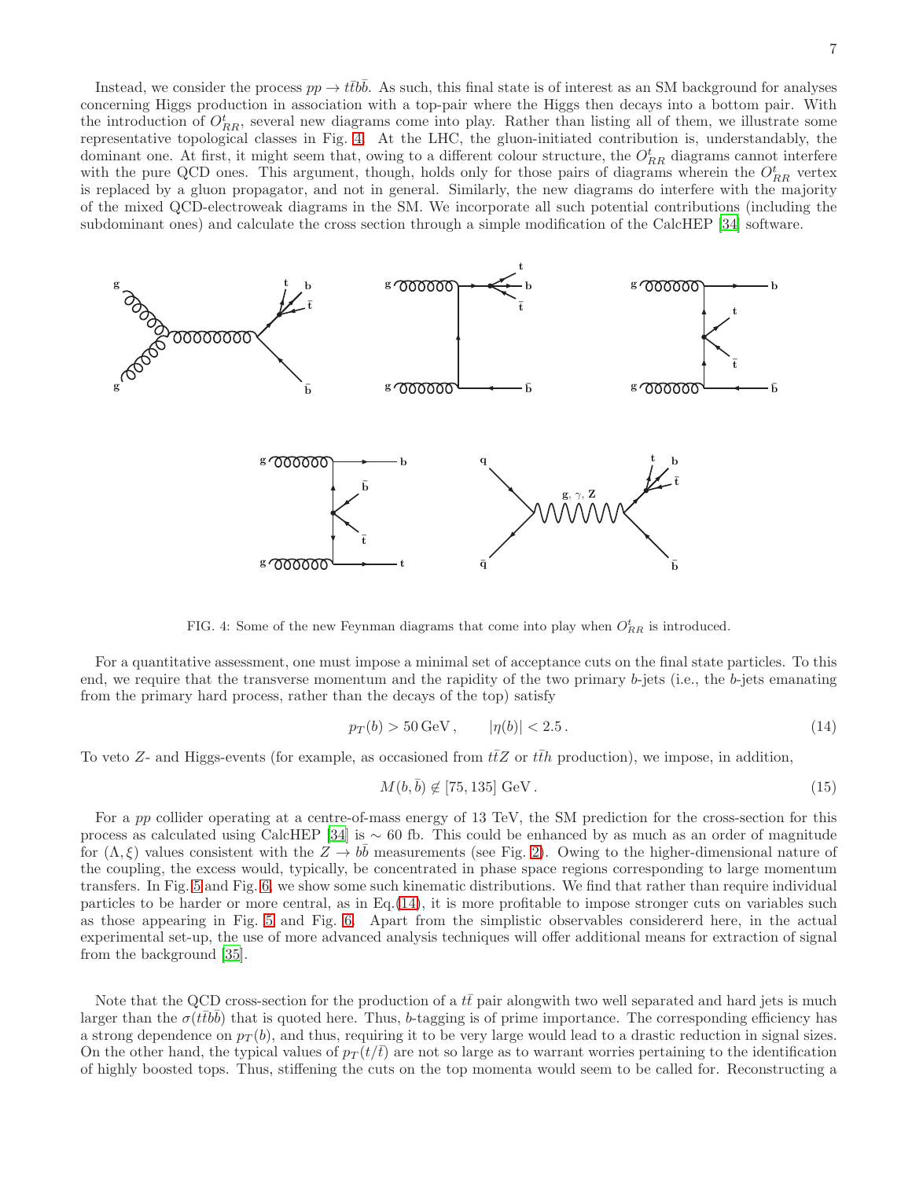Instead, we consider the process $pp \to t\bar{t}b\bar{b}$. As such, this final state is of interest as an SM background for analyses concerning Higgs production in association with a top-pair where the Higgs then decays into a bottom pair. With the introduction of $O^t_{RR}$, several new diagrams come into play. Rather than listing all of them, we illustrate some representative topological classes in Fig. 4. At the LHC, the gluon-initiated contribution is, understandably, the dominant one. At first, it might seem that, owing to a different colour structure, the $O^t_{RR}$ diagrams cannot interfere with the pure QCD ones. This argument, though, holds only for those pairs of diagrams wherein the $O^t_{RR}$ vertex is replaced by a gluon propagator, and not in general. Similarly, the new diagrams do interfere with the majority of the mixed QCD-electroweak diagrams in the SM. We incorporate all such potential contributions (including the subdominant ones) and calculate the cross section through a simple modification of the CalcHEP [34] software.

FIG. 4: Some of the new Feynman diagrams that come into play when $O^t_{RR}$ is introduced.

For a quantitative assessment, one must impose a minimal set of acceptance cuts on the final state particles. To this end, we require that the transverse momentum and the rapidity of the two primary $b$-jets (i.e., the $b$-jets emanating from the primary hard process, rather than the decays of the top) satisfy

$$p_T(b) > 50\,\text{GeV}\,, \qquad |\eta(b)| < 2.5\,. \tag{14}$$

To veto $Z$- and Higgs-events (for example, as occasioned from $t\bar{t}Z$ or $t\bar{t}h$ production), we impose, in addition,

$$M(b,\bar{b}) \notin [75, 135]\ \text{GeV}\,. \tag{15}$$

For a $pp$ collider operating at a centre-of-mass energy of 13 TeV, the SM prediction for the cross-section for this process as calculated using CalcHEP [34] is $\sim 60$ fb. This could be enhanced by as much as an order of magnitude for $(\Lambda, \xi)$ values consistent with the $Z \to b\bar{b}$ measurements (see Fig. 2). Owing to the higher-dimensional nature of the coupling, the excess would, typically, be concentrated in phase space regions corresponding to large momentum transfers. In Fig. 5 and Fig. 6, we show some such kinematic distributions. We find that rather than require individual particles to be harder or more central, as in Eq.(14), it is more profitable to impose stronger cuts on variables such as those appearing in Fig. 5 and Fig. 6. Apart from the simplistic observables considererd here, in the actual experimental set-up, the use of more advanced analysis techniques will offer additional means for extraction of signal from the background [35].

Note that the QCD cross-section for the production of a $t\bar{t}$ pair alongwith two well separated and hard jets is much larger than the $\sigma(t\bar{t}b\bar{b})$ that is quoted here. Thus, $b$-tagging is of prime importance. The corresponding efficiency has a strong dependence on $p_T(b)$, and thus, requiring it to be very large would lead to a drastic reduction in signal sizes. On the other hand, the typical values of $p_T(t/\bar{t})$ are not so large as to warrant worries pertaining to the identification of highly boosted tops. Thus, stiffening the cuts on the top momenta would seem to be called for. Reconstructing a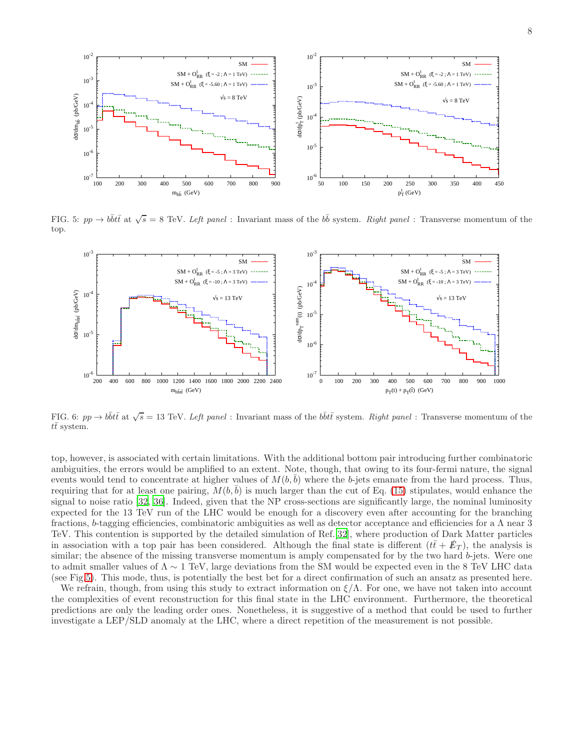FIG. 5: $pp \to b\bar{b}t\bar{t}$ at $\sqrt{s} = 8$ TeV. *Left panel* : Invariant mass of the $b\bar{b}$ system. *Right panel* : Transverse momentum of the top.

FIG. 6: $pp \to b\bar{b}t\bar{t}$ at $\sqrt{s} = 13$ TeV. *Left panel* : Invariant mass of the $b\bar{b}t\bar{t}$ system. *Right panel* : Transverse momentum of the $t\bar{t}$ system.

top, however, is associated with certain limitations. With the additional bottom pair introducing further combinatoric ambiguities, the errors would be amplified to an extent. Note, though, that owing to its four-fermi nature, the signal events would tend to concentrate at higher values of $M(b, \bar{b})$ where the $b$-jets emanate from the hard process. Thus, requiring that for at least one pairing, $M(b, \bar{b})$ is much larger than the cut of Eq. (15) stipulates, would enhance the signal to noise ratio [32, 36]. Indeed, given that the NP cross-sections are significantly large, the nominal luminosity expected for the 13 TeV run of the LHC would be enough for a discovery even after accounting for the branching fractions, $b$-tagging efficiencies, combinatoric ambiguities as well as detector acceptance and efficiencies for a $\Lambda$ near 3 TeV. This contention is supported by the detailed simulation of Ref. [32], where production of Dark Matter particles in association with a top pair has been considered. Although the final state is different ($t\bar{t} + \not{E}_T$), the analysis is similar; the absence of the missing transverse momentum is amply compensated for by the two hard $b$-jets. Were one to admit smaller values of $\Lambda \sim 1$ TeV, large deviations from the SM would be expected even in the 8 TeV LHC data (see Fig.5). This mode, thus, is potentially the best bet for a direct confirmation of such an ansatz as presented here.

We refrain, though, from using this study to extract information on $\xi/\Lambda$. For one, we have not taken into account the complexities of event reconstruction for this final state in the LHC environment. Furthermore, the theoretical predictions are only the leading order ones. Nonetheless, it is suggestive of a method that could be used to further investigate a LEP/SLD anomaly at the LHC, where a direct repetition of the measurement is not possible.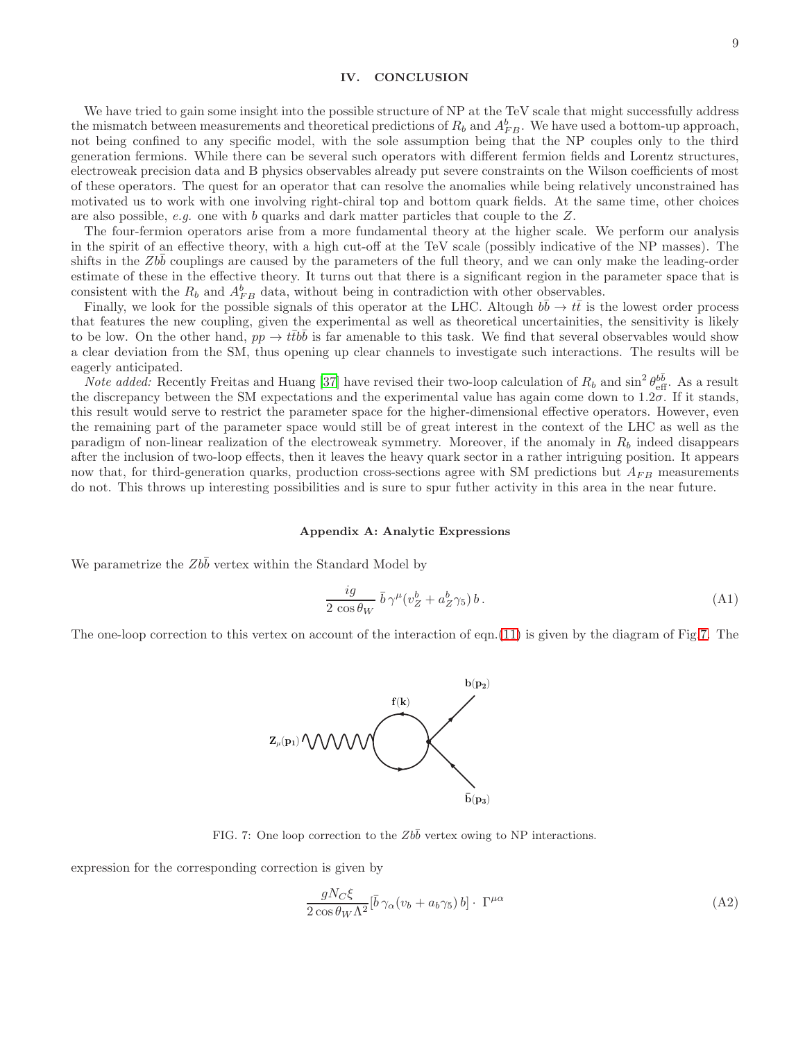## IV. CONCLUSION

We have tried to gain some insight into the possible structure of NP at the TeV scale that might successfully address the mismatch between measurements and theoretical predictions of $R_b$ and $A^b_{FB}$. We have used a bottom-up approach, not being confined to any specific model, with the sole assumption being that the NP couples only to the third generation fermions. While there can be several such operators with different fermion fields and Lorentz structures, electroweak precision data and B physics observables already put severe constraints on the Wilson coefficients of most of these operators. The quest for an operator that can resolve the anomalies while being relatively unconstrained has motivated us to work with one involving right-chiral top and bottom quark fields. At the same time, other choices are also possible, *e.g.* one with $b$ quarks and dark matter particles that couple to the $Z$.

The four-fermion operators arise from a more fundamental theory at the higher scale. We perform our analysis in the spirit of an effective theory, with a high cut-off at the TeV scale (possibly indicative of the NP masses). The shifts in the $Zb\bar{b}$ couplings are caused by the parameters of the full theory, and we can only make the leading-order estimate of these in the effective theory. It turns out that there is a significant region in the parameter space that is consistent with the $R_b$ and $A^b_{FB}$ data, without being in contradiction with other observables.

Finally, we look for the possible signals of this operator at the LHC. Altough $b\bar{b} \to t\bar{t}$ is the lowest order process that features the new coupling, given the experimental as well as theoretical uncertainities, the sensitivity is likely to be low. On the other hand, $pp \to t\bar{t}b\bar{b}$ is far amenable to this task. We find that several observables would show a clear deviation from the SM, thus opening up clear channels to investigate such interactions. The results will be eagerly anticipated.

*Note added:* Recently Freitas and Huang [37] have revised their two-loop calculation of $R_b$ and $\sin^2\theta^{b\bar{b}}_{\rm eff}$. As a result the discrepancy between the SM expectations and the experimental value has again come down to $1.2\sigma$. If it stands, this result would serve to restrict the parameter space for the higher-dimensional effective operators. However, even the remaining part of the parameter space would still be of great interest in the context of the LHC as well as the paradigm of non-linear realization of the electroweak symmetry. Moreover, if the anomaly in $R_b$ indeed disappears after the inclusion of two-loop effects, then it leaves the heavy quark sector in a rather intriguing position. It appears now that, for third-generation quarks, production cross-sections agree with SM predictions but $A_{FB}$ measurements do not. This throws up interesting possibilities and is sure to spur futher activity in this area in the near future.

### Appendix A: Analytic Expressions

We parametrize the $Zb\bar{b}$ vertex within the Standard Model by

$$\frac{ig}{2\,\cos\theta_W}\,\bar{b}\,\gamma^\mu(v^b_Z + a^b_Z\gamma_5)\,b\,. \tag{A1}$$

The one-loop correction to this vertex on account of the interaction of eqn.(11) is given by the diagram of Fig.7. The

FIG. 7: One loop correction to the $Zb\bar{b}$ vertex owing to NP interactions.

expression for the corresponding correction is given by

$$\frac{gN_C\xi}{2\cos\theta_W\Lambda^2}[\bar{b}\,\gamma_\alpha(v_b + a_b\gamma_5)\,b]\cdot\;\Gamma^{\mu\alpha} \tag{A2}$$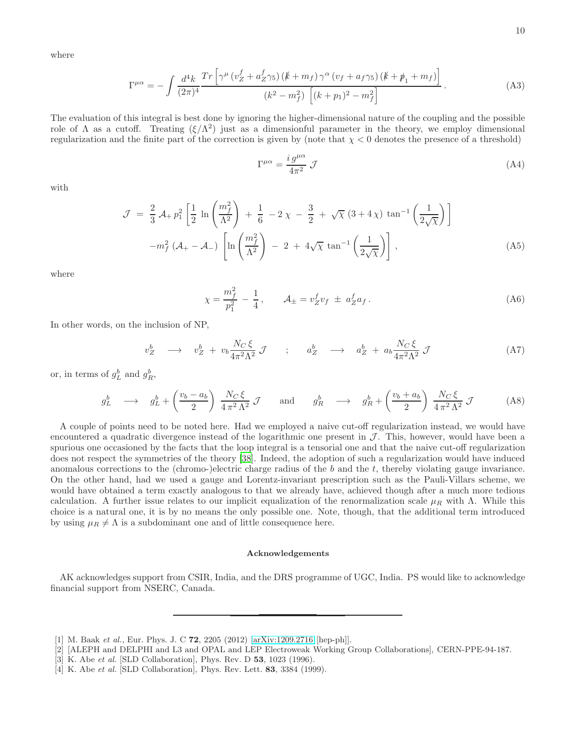where

$$\Gamma^{\mu\alpha} = - \int \frac{d^4k}{(2\pi)^4} \frac{Tr\left[\gamma^\mu \left(v_Z^f + a_Z^f \gamma_5\right) (\not{k} + m_f) \gamma^\alpha \left(v_f + a_f \gamma_5\right) (\not{k} + \not{p}_1 + m_f)\right]}{(k^2 - m_f^2) \left[(k+p_1)^2 - m_f^2\right]} . \tag{A3}$$

The evaluation of this integral is best done by ignoring the higher-dimensional nature of the coupling and the possible role of $\Lambda$ as a cutoff. Treating $(\xi/\Lambda^2)$ just as a dimensionful parameter in the theory, we employ dimensional regularization and the finite part of the correction is given by (note that $\chi < 0$ denotes the presence of a threshold)

$$\Gamma^{\mu\alpha} = \frac{i\, g^{\mu\alpha}}{4\pi^2} \, \mathcal{J} \tag{A4}$$

with

$$\begin{aligned} \mathcal{J} \;=\; & \frac{2}{3}\, \mathcal{A}_+ \, p_1^2 \left[ \frac{1}{2} \, \ln\left(\frac{m_f^2}{\Lambda^2}\right) \;+\; \frac{1}{6} \;-2\,\chi \;-\; \frac{3}{2} \;+\; \sqrt{\chi}\, (3 + 4\,\chi) \, \tan^{-1}\left(\frac{1}{2\sqrt{\chi}}\right) \right] \\ & - m_f^2 \, (\mathcal{A}_+ - \mathcal{A}_-) \, \left[ \ln\left(\frac{m_f^2}{\Lambda^2}\right) \;-\; 2 \;+\; 4\sqrt{\chi} \, \tan^{-1}\left(\frac{1}{2\sqrt{\chi}}\right) \right] , \end{aligned} \tag{A5}$$

where

$$\chi = \frac{m_f^2}{p_1^2} \;-\; \frac{1}{4} \, , \qquad \mathcal{A}_\pm = v_Z^f v_f \;\pm\; a_Z^f a_f \, . \tag{A6}$$

In other words, on the inclusion of NP,

$$v_Z^b \quad \longrightarrow \quad v_Z^b \;+\; v_b \frac{N_C\, \xi}{4\pi^2 \Lambda^2} \, \mathcal{J} \qquad ; \qquad a_Z^b \quad \longrightarrow \quad a_Z^b \;+\; a_b \frac{N_C\, \xi}{4\pi^2 \Lambda^2} \, \mathcal{J} \tag{A7}$$

or, in terms of $g_L^b$ and $g_R^b$,

$$g_L^b \quad \longrightarrow \quad g_L^b + \left(\frac{v_b - a_b}{2}\right) \, \frac{N_C\, \xi}{4\,\pi^2\, \Lambda^2} \, \mathcal{J} \qquad \text{and} \qquad g_R^b \quad \longrightarrow \quad g_R^b + \left(\frac{v_b + a_b}{2}\right) \, \frac{N_C\, \xi}{4\,\pi^2\, \Lambda^2} \, \mathcal{J} \tag{A8}$$

A couple of points need to be noted here. Had we employed a naive cut-off regularization instead, we would have encountered a quadratic divergence instead of the logarithmic one present in $\mathcal{J}$. This, however, would have been a spurious one occasioned by the facts that the loop integral is a tensorial one and that the naive cut-off regularization does not respect the symmetries of the theory [38]. Indeed, the adoption of such a regularization would have induced anomalous corrections to the (chromo-)electric charge radius of the $b$ and the $t$, thereby violating gauge invariance. On the other hand, had we used a gauge and Lorentz-invariant prescription such as the Pauli-Villars scheme, we would have obtained a term exactly analogous to that we already have, achieved though after a much more tedious calculation. A further issue relates to our implicit equalization of the renormalization scale $\mu_R$ with $\Lambda$. While this choice is a natural one, it is by no means the only possible one. Note, though, that the additional term introduced by using $\mu_R \neq \Lambda$ is a subdominant one and of little consequence here.

### Acknowledgements

AK acknowledges support from CSIR, India, and the DRS programme of UGC, India. PS would like to acknowledge financial support from NSERC, Canada.

---

[1] M. Baak *et al.*, Eur. Phys. J. C **72**, 2205 (2012) [arXiv:1209.2716 [hep-ph]].
[2] [ALEPH and DELPHI and L3 and OPAL and LEP Electroweak Working Group Collaborations], CERN-PPE-94-187.
[3] K. Abe *et al.* [SLD Collaboration], Phys. Rev. D **53**, 1023 (1996).
[4] K. Abe *et al.* [SLD Collaboration], Phys. Rev. Lett. **83**, 3384 (1999).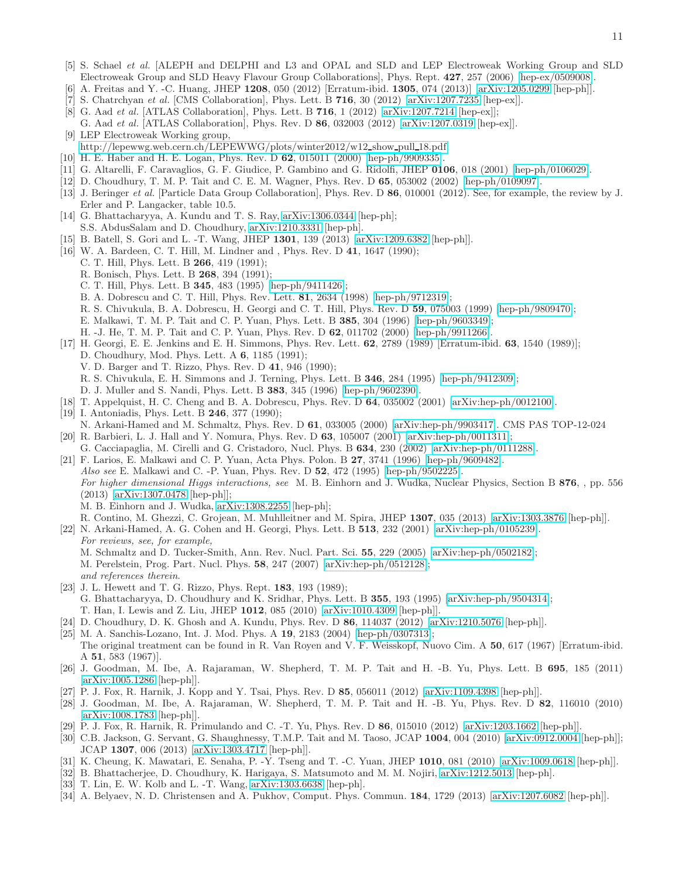[5] S. Schael *et al.* [ALEPH and DELPHI and L3 and OPAL and SLD and LEP Electroweak Working Group and SLD Electroweak Group and SLD Heavy Flavour Group Collaborations], Phys. Rept. **427**, 257 (2006) [hep-ex/0509008].

[6] A. Freitas and Y. -C. Huang, JHEP **1208**, 050 (2012) [Erratum-ibid. **1305**, 074 (2013)] [arXiv:1205.0299 [hep-ph]].

[7] S. Chatrchyan *et al.* [CMS Collaboration], Phys. Lett. B **716**, 30 (2012) [arXiv:1207.7235 [hep-ex]].

[8] G. Aad *et al.* [ATLAS Collaboration], Phys. Lett. B **716**, 1 (2012) [arXiv:1207.7214 [hep-ex]];
G. Aad *et al.* [ATLAS Collaboration], Phys. Rev. D **86**, 032003 (2012) [arXiv:1207.0319 [hep-ex]].

[9] LEP Electroweak Working group,
http://lepewwg.web.cern.ch/LEPEWWG/plots/winter2012/w12_show_pull_18.pdf

[10] H. E. Haber and H. E. Logan, Phys. Rev. D **62**, 015011 (2000) [hep-ph/9909335].

[11] G. Altarelli, F. Caravaglios, G. F. Giudice, P. Gambino and G. Ridolfi, JHEP **0106**, 018 (2001) [hep-ph/0106029].

[12] D. Choudhury, T. M. P. Tait and C. E. M. Wagner, Phys. Rev. D **65**, 053002 (2002) [hep-ph/0109097].

[13] J. Beringer *et al.* [Particle Data Group Collaboration], Phys. Rev. D **86**, 010001 (2012). See, for example, the review by J. Erler and P. Langacker, table 10.5.

[14] G. Bhattacharyya, A. Kundu and T. S. Ray, arXiv:1306.0344 [hep-ph];
S.S. AbdusSalam and D. Choudhury, arXiv:1210.3331 [hep-ph].

[15] B. Batell, S. Gori and L. -T. Wang, JHEP **1301**, 139 (2013) [arXiv:1209.6382 [hep-ph]].

[16] W. A. Bardeen, C. T. Hill, M. Lindner and , Phys. Rev. D **41**, 1647 (1990);
C. T. Hill, Phys. Lett. B **266**, 419 (1991);
R. Bonisch, Phys. Lett. B **268**, 394 (1991);
C. T. Hill, Phys. Lett. B **345**, 483 (1995) [hep-ph/9411426];
B. A. Dobrescu and C. T. Hill, Phys. Rev. Lett. **81**, 2634 (1998) [hep-ph/9712319];
R. S. Chivukula, B. A. Dobrescu, H. Georgi and C. T. Hill, Phys. Rev. D **59**, 075003 (1999) [hep-ph/9809470];
E. Malkawi, T. M. P. Tait and C. P. Yuan, Phys. Lett. B **385**, 304 (1996) [hep-ph/9603349];
H. -J. He, T. M. P. Tait and C. P. Yuan, Phys. Rev. D **62**, 011702 (2000) [hep-ph/9911266].

[17] H. Georgi, E. E. Jenkins and E. H. Simmons, Phys. Rev. Lett. **62**, 2789 (1989) [Erratum-ibid. **63**, 1540 (1989)];
D. Choudhury, Mod. Phys. Lett. A **6**, 1185 (1991);
V. D. Barger and T. Rizzo, Phys. Rev. D **41**, 946 (1990);
R. S. Chivukula, E. H. Simmons and J. Terning, Phys. Lett. B **346**, 284 (1995) [hep-ph/9412309];
D. J. Muller and S. Nandi, Phys. Lett. B **383**, 345 (1996) [hep-ph/9602390].

[18] T. Appelquist, H. C. Cheng and B. A. Dobrescu, Phys. Rev. D **64**, 035002 (2001) [arXiv:hep-ph/0012100].

[19] I. Antoniadis, Phys. Lett. B **246**, 377 (1990);
N. Arkani-Hamed and M. Schmaltz, Phys. Rev. D **61**, 033005 (2000) [arXiv:hep-ph/9903417]. CMS PAS TOP-12-024

[20] R. Barbieri, L. J. Hall and Y. Nomura, Phys. Rev. D **63**, 105007 (2001) [arXiv:hep-ph/0011311];
G. Cacciapaglia, M. Cirelli and G. Cristadoro, Nucl. Phys. B **634**, 230 (2002) [arXiv:hep-ph/0111288].

[21] F. Larios, E. Malkawi and C. P. Yuan, Acta Phys. Polon. B **27**, 3741 (1996) [hep-ph/9609482].
*Also see* E. Malkawi and C. -P. Yuan, Phys. Rev. D **52**, 472 (1995) [hep-ph/9502225].
*For higher dimensional Higgs interactions, see* M. B. Einhorn and J. Wudka, Nuclear Physics, Section B **876**, , pp. 556 (2013) [arXiv:1307.0478 [hep-ph]];
M. B. Einhorn and J. Wudka, arXiv:1308.2255 [hep-ph];
R. Contino, M. Ghezzi, C. Grojean, M. Muhlleitner and M. Spira, JHEP **1307**, 035 (2013) [arXiv:1303.3876 [hep-ph]].

[22] N. Arkani-Hamed, A. G. Cohen and H. Georgi, Phys. Lett. B **513**, 232 (2001) [arXiv:hep-ph/0105239].
*For reviews, see, for example,*
M. Schmaltz and D. Tucker-Smith, Ann. Rev. Nucl. Part. Sci. **55**, 229 (2005) [arXiv:hep-ph/0502182];
M. Perelstein, Prog. Part. Nucl. Phys. **58**, 247 (2007) [arXiv:hep-ph/0512128];
*and references therein.*

[23] J. L. Hewett and T. G. Rizzo, Phys. Rept. **183**, 193 (1989);
G. Bhattacharyya, D. Choudhury and K. Sridhar, Phys. Lett. B **355**, 193 (1995) [arXiv:hep-ph/9504314];
T. Han, I. Lewis and Z. Liu, JHEP **1012**, 085 (2010) [arXiv:1010.4309 [hep-ph]].

[24] D. Choudhury, D. K. Ghosh and A. Kundu, Phys. Rev. D **86**, 114037 (2012) [arXiv:1210.5076 [hep-ph]].

[25] M. A. Sanchis-Lozano, Int. J. Mod. Phys. A **19**, 2183 (2004) [hep-ph/0307313];
The original treatment can be found in R. Van Royen and V. F. Weisskopf, Nuovo Cim. A **50**, 617 (1967) [Erratum-ibid. A **51**, 583 (1967)].

[26] J. Goodman, M. Ibe, A. Rajaraman, W. Shepherd, T. M. P. Tait and H. -B. Yu, Phys. Lett. B **695**, 185 (2011) [arXiv:1005.1286 [hep-ph]].

[27] P. J. Fox, R. Harnik, J. Kopp and Y. Tsai, Phys. Rev. D **85**, 056011 (2012) [arXiv:1109.4398 [hep-ph]].

[28] J. Goodman, M. Ibe, A. Rajaraman, W. Shepherd, T. M. P. Tait and H. -B. Yu, Phys. Rev. D **82**, 116010 (2010) [arXiv:1008.1783 [hep-ph]].

[29] P. J. Fox, R. Harnik, R. Primulando and C. -T. Yu, Phys. Rev. D **86**, 015010 (2012) [arXiv:1203.1662 [hep-ph]].

[30] C.B. Jackson, G. Servant, G. Shaughnessy, T.M.P. Tait and M. Taoso, JCAP **1004**, 004 (2010) [arXiv:0912.0004 [hep-ph]];
JCAP **1307**, 006 (2013) [arXiv:1303.4717 [hep-ph]].

[31] K. Cheung, K. Mawatari, E. Senaha, P. -Y. Tseng and T. -C. Yuan, JHEP **1010**, 081 (2010) [arXiv:1009.0618 [hep-ph]].

[32] B. Bhattacherjee, D. Choudhury, K. Harigaya, S. Matsumoto and M. M. Nojiri, arXiv:1212.5013 [hep-ph].

[33] T. Lin, E. W. Kolb and L. -T. Wang, arXiv:1303.6638 [hep-ph].

[34] A. Belyaev, N. D. Christensen and A. Pukhov, Comput. Phys. Commun. **184**, 1729 (2013) [arXiv:1207.6082 [hep-ph]].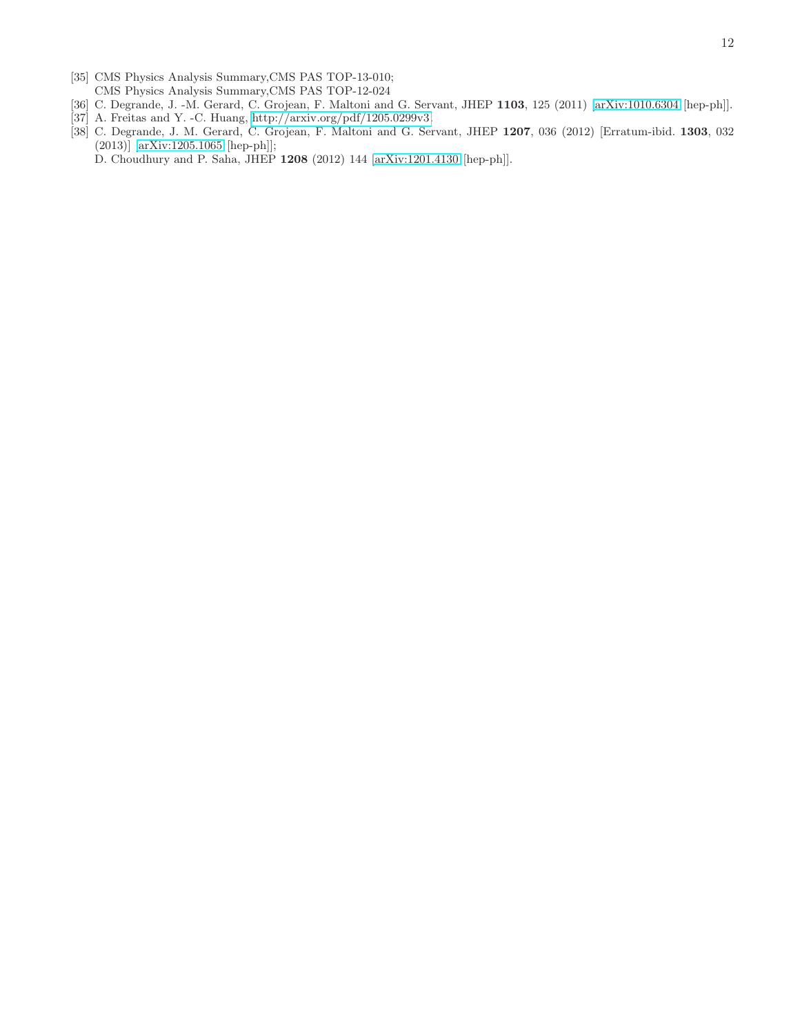[35] CMS Physics Analysis Summary,CMS PAS TOP-13-010;
CMS Physics Analysis Summary,CMS PAS TOP-12-024

[36] C. Degrande, J. -M. Gerard, C. Grojean, F. Maltoni and G. Servant, JHEP **1103**, 125 (2011) [arXiv:1010.6304 [hep-ph]].

[37] A. Freitas and Y. -C. Huang, http://arxiv.org/pdf/1205.0299v3.

[38] C. Degrande, J. M. Gerard, C. Grojean, F. Maltoni and G. Servant, JHEP **1207**, 036 (2012) [Erratum-ibid. **1303**, 032 (2013)] [arXiv:1205.1065 [hep-ph]];
D. Choudhury and P. Saha, JHEP **1208** (2012) 144 [arXiv:1201.4130 [hep-ph]].